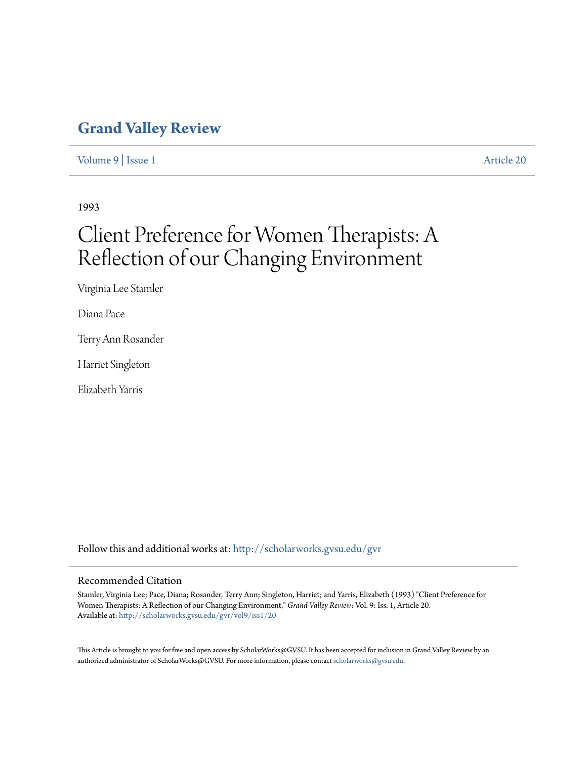# Grand Valley Review

Volume 9 | Issue 1 Article 20

1993

# Client Preference for Women Therapists: A Reflection of our Changing Environment

Virginia Lee Stamler

Diana Pace

Terry Ann Rosander

Harriet Singleton

Elizabeth Yarris

Follow this and additional works at: http://scholarworks.gvsu.edu/gvr

## Recommended Citation

Stamler, Virginia Lee; Pace, Diana; Rosander, Terry Ann; Singleton, Harriet; and Yarris, Elizabeth (1993) "Client Preference for Women Therapists: A Reflection of our Changing Environment," *Grand Valley Review*: Vol. 9: Iss. 1, Article 20.
Available at: http://scholarworks.gvsu.edu/gvr/vol9/iss1/20

This Article is brought to you for free and open access by ScholarWorks@GVSU. It has been accepted for inclusion in Grand Valley Review by an authorized administrator of ScholarWorks@GVSU. For more information, please contact scholarworks@gvsu.edu.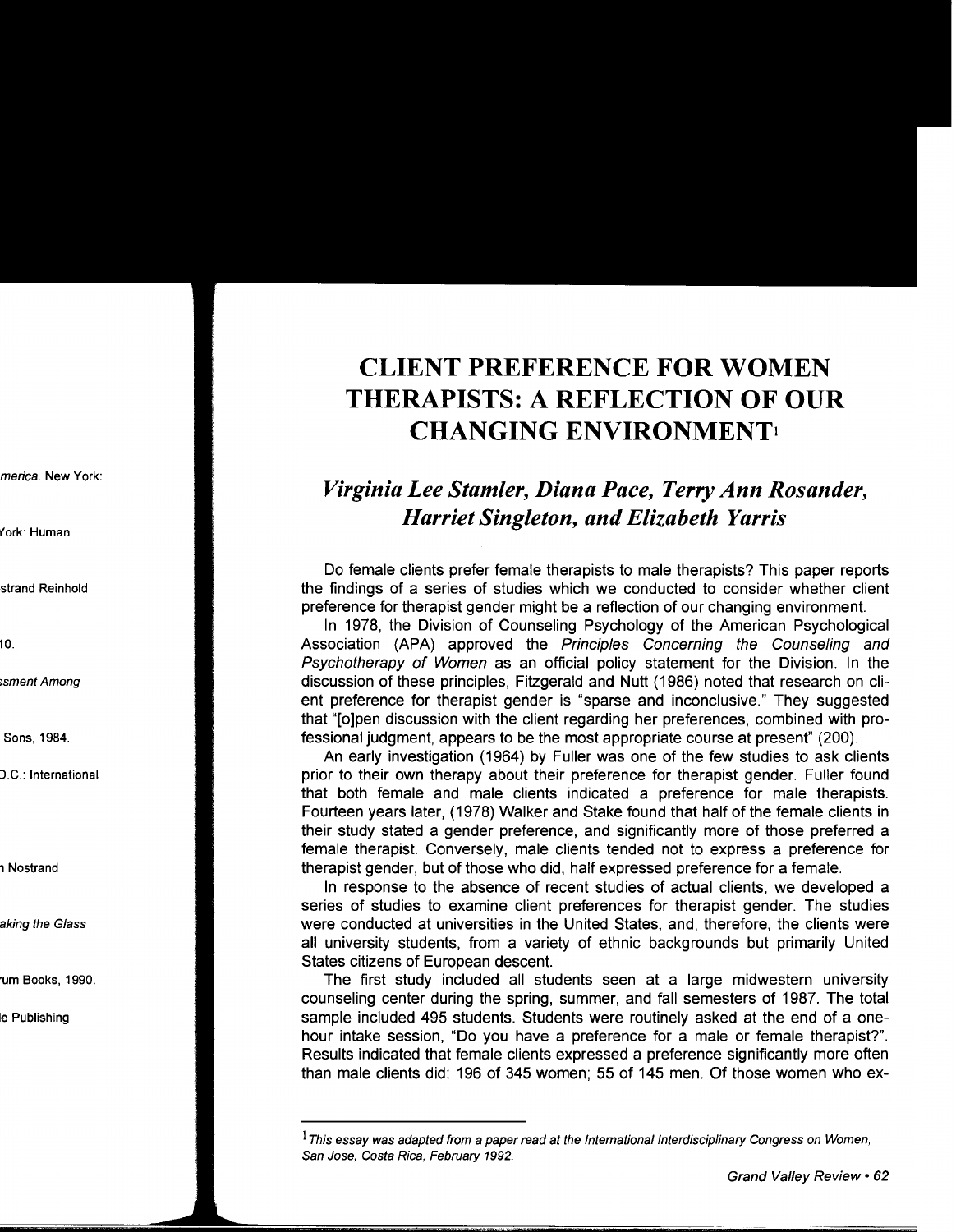# CLIENT PREFERENCE FOR WOMEN THERAPISTS: A REFLECTION OF OUR CHANGING ENVIRONMENT[1]

## *Virginia Lee Stamler, Diana Pace, Terry Ann Rosander, Harriet Singleton, and Elizabeth Yarris*

Do female clients prefer female therapists to male therapists? This paper reports the findings of a series of studies which we conducted to consider whether client preference for therapist gender might be a reflection of our changing environment.

In 1978, the Division of Counseling Psychology of the American Psychological Association (APA) approved the *Principles Concerning the Counseling and Psychotherapy of Women* as an official policy statement for the Division. In the discussion of these principles, Fitzgerald and Nutt (1986) noted that research on client preference for therapist gender is "sparse and inconclusive." They suggested that "[o]pen discussion with the client regarding her preferences, combined with professional judgment, appears to be the most appropriate course at present" (200).

An early investigation (1964) by Fuller was one of the few studies to ask clients prior to their own therapy about their preference for therapist gender. Fuller found that both female and male clients indicated a preference for male therapists. Fourteen years later, (1978) Walker and Stake found that half of the female clients in their study stated a gender preference, and significantly more of those preferred a female therapist. Conversely, male clients tended not to express a preference for therapist gender, but of those who did, half expressed preference for a female.

In response to the absence of recent studies of actual clients, we developed a series of studies to examine client preferences for therapist gender. The studies were conducted at universities in the United States, and, therefore, the clients were all university students, from a variety of ethnic backgrounds but primarily United States citizens of European descent.

The first study included all students seen at a large midwestern university counseling center during the spring, summer, and fall semesters of 1987. The total sample included 495 students. Students were routinely asked at the end of a one-hour intake session, "Do you have a preference for a male or female therapist?". Results indicated that female clients expressed a preference significantly more often than male clients did: 196 of 345 women; 55 of 145 men. Of those women who ex-

---

[1] *This essay was adapted from a paper read at the International Interdisciplinary Congress on Women, San Jose, Costa Rica, February 1992.*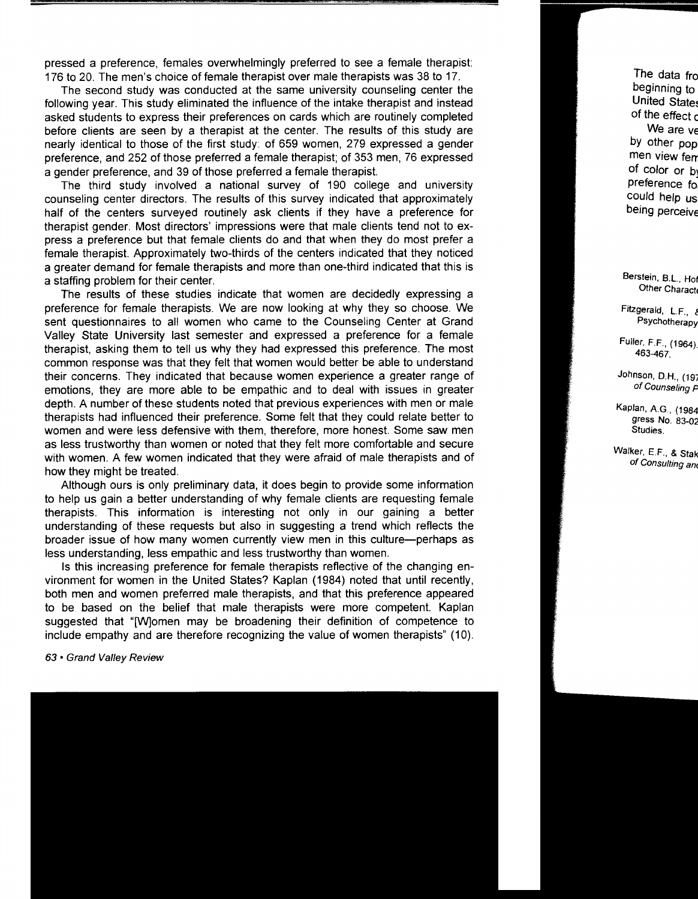pressed a preference, females overwhelmingly preferred to see a female therapist: 176 to 20. The men's choice of female therapist over male therapists was 38 to 17.

The second study was conducted at the same university counseling center the following year. This study eliminated the influence of the intake therapist and instead asked students to express their preferences on cards which are routinely completed before clients are seen by a therapist at the center. The results of this study are nearly identical to those of the first study: of 659 women, 279 expressed a gender preference, and 252 of those preferred a female therapist; of 353 men, 76 expressed a gender preference, and 39 of those preferred a female therapist.

The third study involved a national survey of 190 college and university counseling center directors. The results of this survey indicated that approximately half of the centers surveyed routinely ask clients if they have a preference for therapist gender. Most directors' impressions were that male clients tend not to express a preference but that female clients do and that when they do most prefer a female therapist. Approximately two-thirds of the centers indicated that they noticed a greater demand for female therapists and more than one-third indicated that this is a staffing problem for their center.

The results of these studies indicate that women are decidedly expressing a preference for female therapists. We are now looking at why they so choose. We sent questionnaires to all women who came to the Counseling Center at Grand Valley State University last semester and expressed a preference for a female therapist, asking them to tell us why they had expressed this preference. The most common response was that they felt that women would better be able to understand their concerns. They indicated that because women experience a greater range of emotions, they are more able to be empathic and to deal with issues in greater depth. A number of these students noted that previous experiences with men or male therapists had influenced their preference. Some felt that they could relate better to women and were less defensive with them, therefore, more honest. Some saw men as less trustworthy than women or noted that they felt more comfortable and secure with women. A few women indicated that they were afraid of male therapists and of how they might be treated.

Although ours is only preliminary data, it does begin to provide some information to help us gain a better understanding of why female clients are requesting female therapists. This information is interesting not only in our gaining a better understanding of these requests but also in suggesting a trend which reflects the broader issue of how many women currently view men in this culture—perhaps as less understanding, less empathic and less trustworthy than women.

Is this increasing preference for female therapists reflective of the changing environment for women in the United States? Kaplan (1984) noted that until recently, both men and women preferred male therapists, and that this preference appeared to be based on the belief that male therapists were more competent. Kaplan suggested that "[W]omen may be broadening their definition of competence to include empathy and are therefore recognizing the value of women therapists" (10).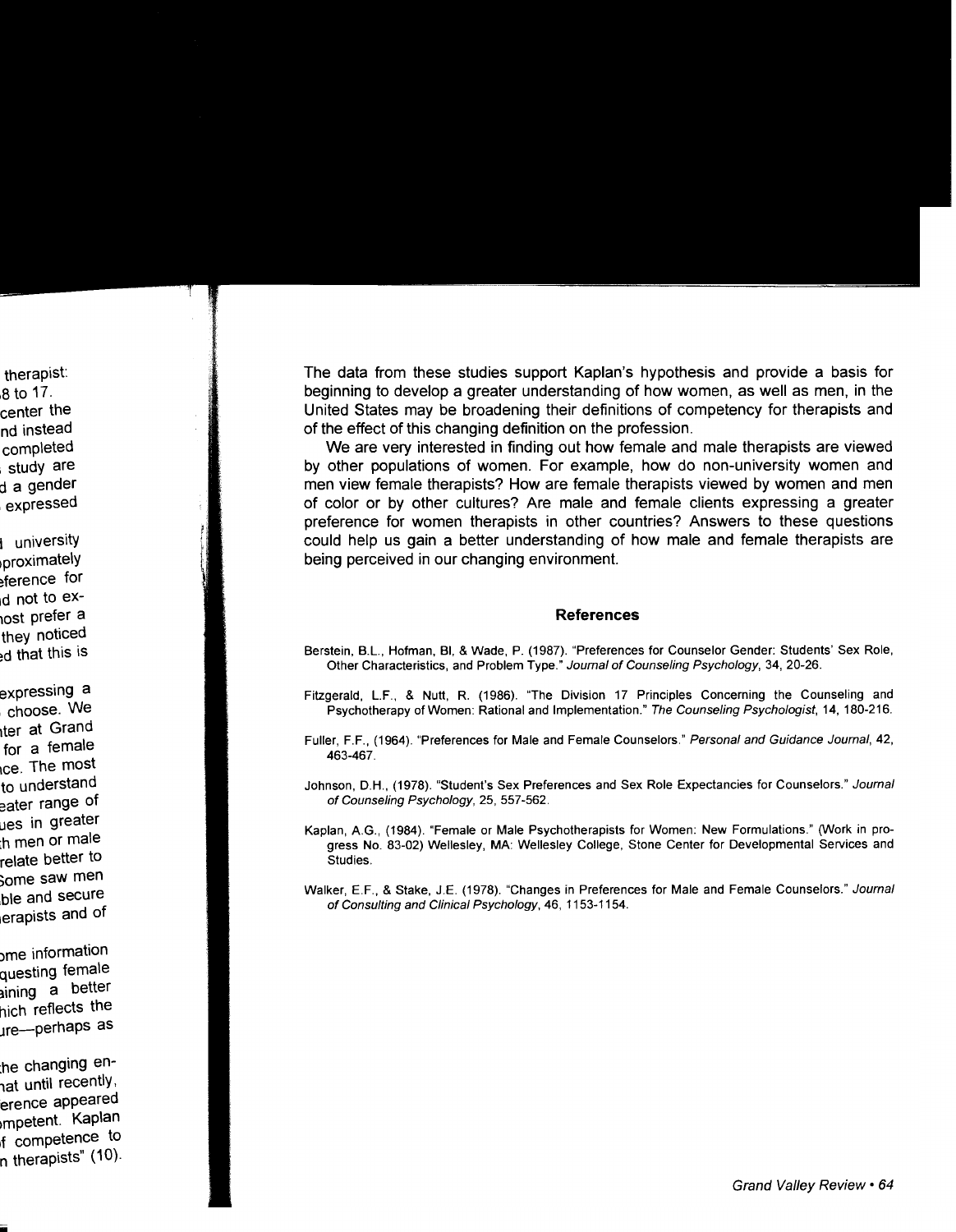The data from these studies support Kaplan's hypothesis and provide a basis for beginning to develop a greater understanding of how women, as well as men, in the United States may be broadening their definitions of competency for therapists and of the effect of this changing definition on the profession.

We are very interested in finding out how female and male therapists are viewed by other populations of women. For example, how do non-university women and men view female therapists? How are female therapists viewed by women and men of color or by other cultures? Are male and female clients expressing a greater preference for women therapists in other countries? Answers to these questions could help us gain a better understanding of how male and female therapists are being perceived in our changing environment.

## References

Berstein, B.L., Hofman, BI, & Wade, P. (1987). "Preferences for Counselor Gender: Students' Sex Role, Other Characteristics, and Problem Type." *Journal of Counseling Psychology*, 34, 20-26.

Fitzgerald, L.F., & Nutt, R. (1986). "The Division 17 Principles Concerning the Counseling and Psychotherapy of Women: Rational and Implementation." *The Counseling Psychologist*, 14, 180-216.

Fuller, F.F., (1964). "Preferences for Male and Female Counselors." *Personal and Guidance Journal*, 42, 463-467.

Johnson, D.H., (1978). "Student's Sex Preferences and Sex Role Expectancies for Counselors." *Journal of Counseling Psychology*, 25, 557-562.

Kaplan, A.G., (1984). "Female or Male Psychotherapists for Women: New Formulations." (Work in progress No. 83-02) Wellesley, MA: Wellesley College, Stone Center for Developmental Services and Studies.

Walker, E.F., & Stake, J.E. (1978). "Changes in Preferences for Male and Female Counselors." *Journal of Consulting and Clinical Psychology*, 46, 1153-1154.